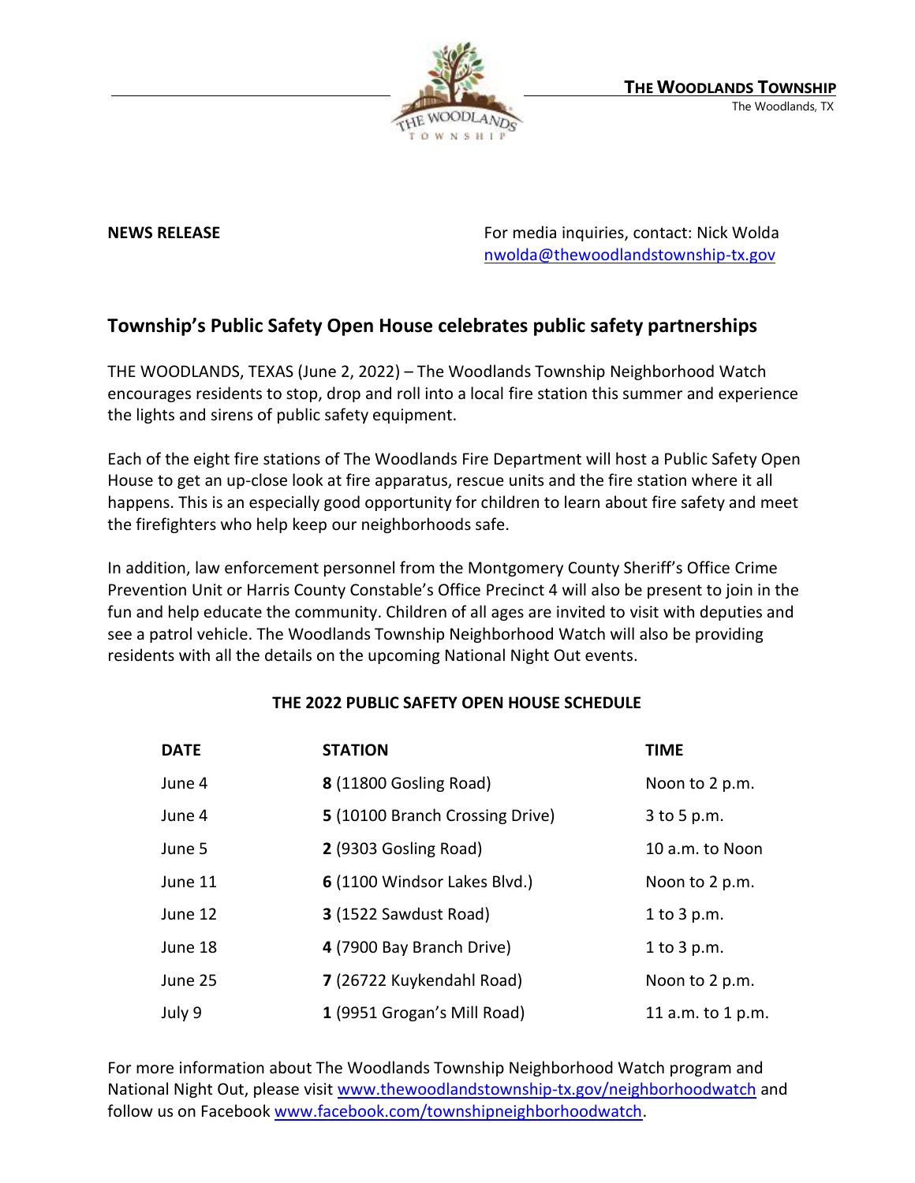**THE WOODLANDS TOWNSHIP**
The Woodlands, TX

**NEWS RELEASE**

For media inquiries, contact: Nick Wolda
nwolda@thewoodlandstownship-tx.gov

## Township's Public Safety Open House celebrates public safety partnerships

THE WOODLANDS, TEXAS (June 2, 2022) – The Woodlands Township Neighborhood Watch encourages residents to stop, drop and roll into a local fire station this summer and experience the lights and sirens of public safety equipment.

Each of the eight fire stations of The Woodlands Fire Department will host a Public Safety Open House to get an up-close look at fire apparatus, rescue units and the fire station where it all happens. This is an especially good opportunity for children to learn about fire safety and meet the firefighters who help keep our neighborhoods safe.

In addition, law enforcement personnel from the Montgomery County Sheriff's Office Crime Prevention Unit or Harris County Constable's Office Precinct 4 will also be present to join in the fun and help educate the community. Children of all ages are invited to visit with deputies and see a patrol vehicle. The Woodlands Township Neighborhood Watch will also be providing residents with all the details on the upcoming National Night Out events.

**THE 2022 PUBLIC SAFETY OPEN HOUSE SCHEDULE**

| DATE | STATION | TIME |
|---|---|---|
| June 4 | **8** (11800 Gosling Road) | Noon to 2 p.m. |
| June 4 | **5** (10100 Branch Crossing Drive) | 3 to 5 p.m. |
| June 5 | **2** (9303 Gosling Road) | 10 a.m. to Noon |
| June 11 | **6** (1100 Windsor Lakes Blvd.) | Noon to 2 p.m. |
| June 12 | **3** (1522 Sawdust Road) | 1 to 3 p.m. |
| June 18 | **4** (7900 Bay Branch Drive) | 1 to 3 p.m. |
| June 25 | **7** (26722 Kuykendahl Road) | Noon to 2 p.m. |
| July 9 | **1** (9951 Grogan's Mill Road) | 11 a.m. to 1 p.m. |

For more information about The Woodlands Township Neighborhood Watch program and National Night Out, please visit www.thewoodlandstownship-tx.gov/neighborhoodwatch and follow us on Facebook www.facebook.com/townshipneighborhoodwatch.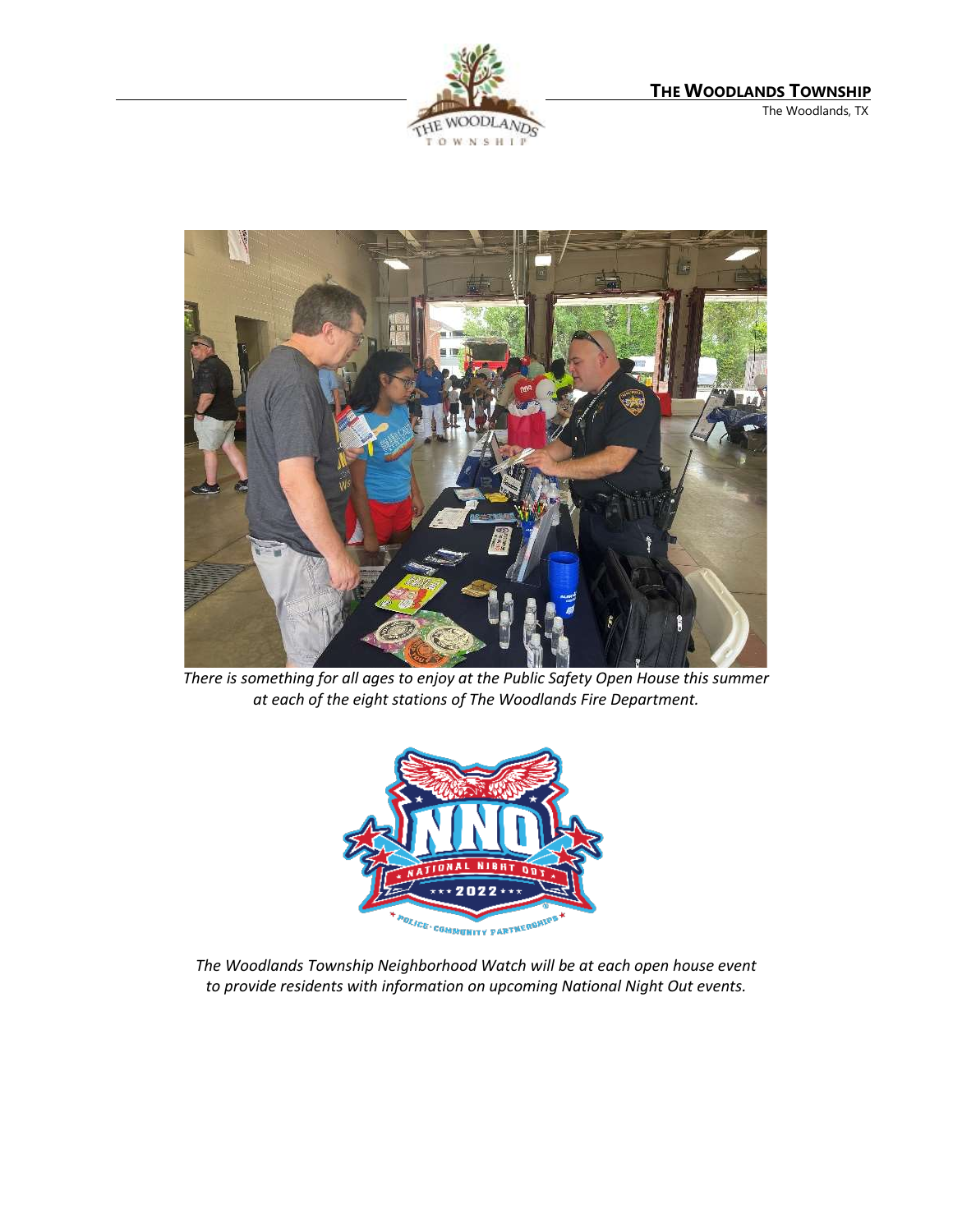There is something for all ages to enjoy at the Public Safety Open House this summer at each of the eight stations of The Woodlands Fire Department.

The Woodlands Township Neighborhood Watch will be at each open house event to provide residents with information on upcoming National Night Out events.